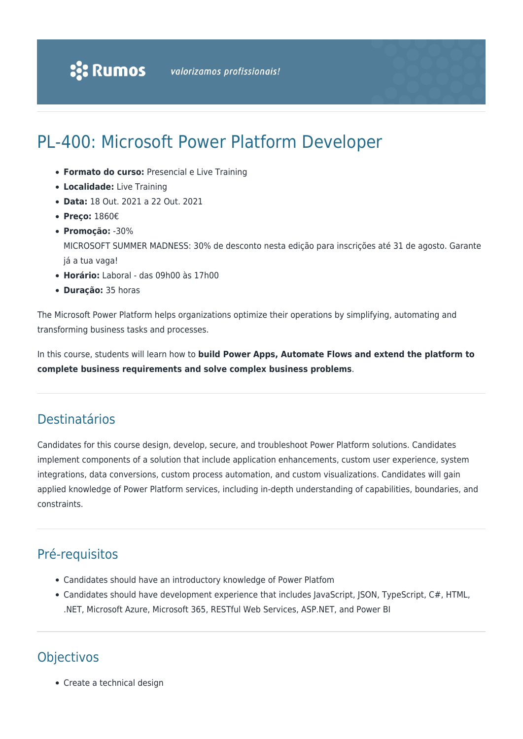Rumos valorizamos profissionais!

# PL-400: Microsoft Power Platform Developer

- **Formato do curso:** Presencial e Live Training
- **Localidade:** Live Training
- **Data:** 18 Out. 2021 a 22 Out. 2021
- **Preço:** 1860€
- **Promoção:** -30%
  MICROSOFT SUMMER MADNESS: 30% de desconto nesta edição para inscrições até 31 de agosto. Garante já a tua vaga!
- **Horário:** Laboral - das 09h00 às 17h00
- **Duração:** 35 horas

The Microsoft Power Platform helps organizations optimize their operations by simplifying, automating and transforming business tasks and processes.

In this course, students will learn how to **build Power Apps, Automate Flows and extend the platform to complete business requirements and solve complex business problems**.

## Destinatários

Candidates for this course design, develop, secure, and troubleshoot Power Platform solutions. Candidates implement components of a solution that include application enhancements, custom user experience, system integrations, data conversions, custom process automation, and custom visualizations. Candidates will gain applied knowledge of Power Platform services, including in-depth understanding of capabilities, boundaries, and constraints.

## Pré-requisitos

- Candidates should have an introductory knowledge of Power Platfom
- Candidates should have development experience that includes JavaScript, JSON, TypeScript, C#, HTML, .NET, Microsoft Azure, Microsoft 365, RESTful Web Services, ASP.NET, and Power BI

## Objectivos

- Create a technical design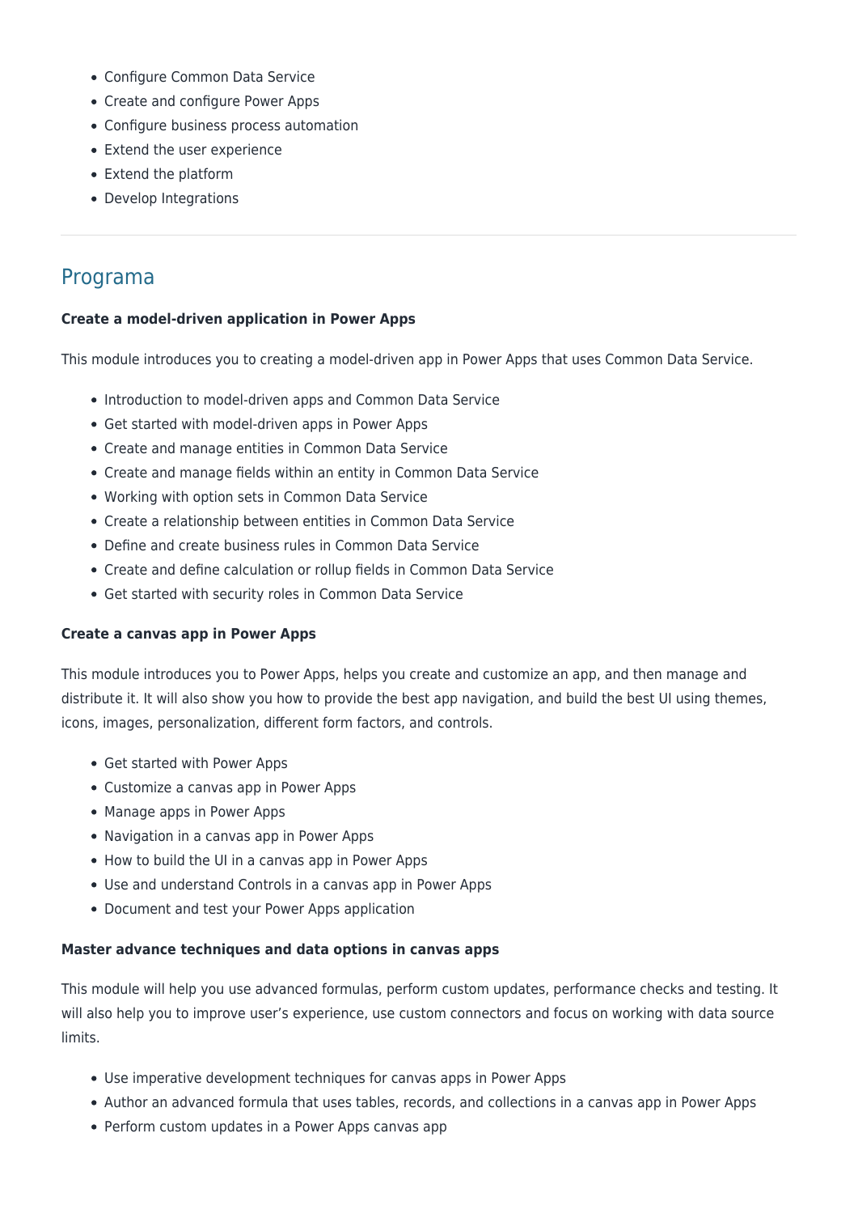- Configure Common Data Service
- Create and configure Power Apps
- Configure business process automation
- Extend the user experience
- Extend the platform
- Develop Integrations

---

## Programa

**Create a model-driven application in Power Apps**

This module introduces you to creating a model-driven app in Power Apps that uses Common Data Service.

- Introduction to model-driven apps and Common Data Service
- Get started with model-driven apps in Power Apps
- Create and manage entities in Common Data Service
- Create and manage fields within an entity in Common Data Service
- Working with option sets in Common Data Service
- Create a relationship between entities in Common Data Service
- Define and create business rules in Common Data Service
- Create and define calculation or rollup fields in Common Data Service
- Get started with security roles in Common Data Service

**Create a canvas app in Power Apps**

This module introduces you to Power Apps, helps you create and customize an app, and then manage and distribute it. It will also show you how to provide the best app navigation, and build the best UI using themes, icons, images, personalization, different form factors, and controls.

- Get started with Power Apps
- Customize a canvas app in Power Apps
- Manage apps in Power Apps
- Navigation in a canvas app in Power Apps
- How to build the UI in a canvas app in Power Apps
- Use and understand Controls in a canvas app in Power Apps
- Document and test your Power Apps application

**Master advance techniques and data options in canvas apps**

This module will help you use advanced formulas, perform custom updates, performance checks and testing. It will also help you to improve user's experience, use custom connectors and focus on working with data source limits.

- Use imperative development techniques for canvas apps in Power Apps
- Author an advanced formula that uses tables, records, and collections in a canvas app in Power Apps
- Perform custom updates in a Power Apps canvas app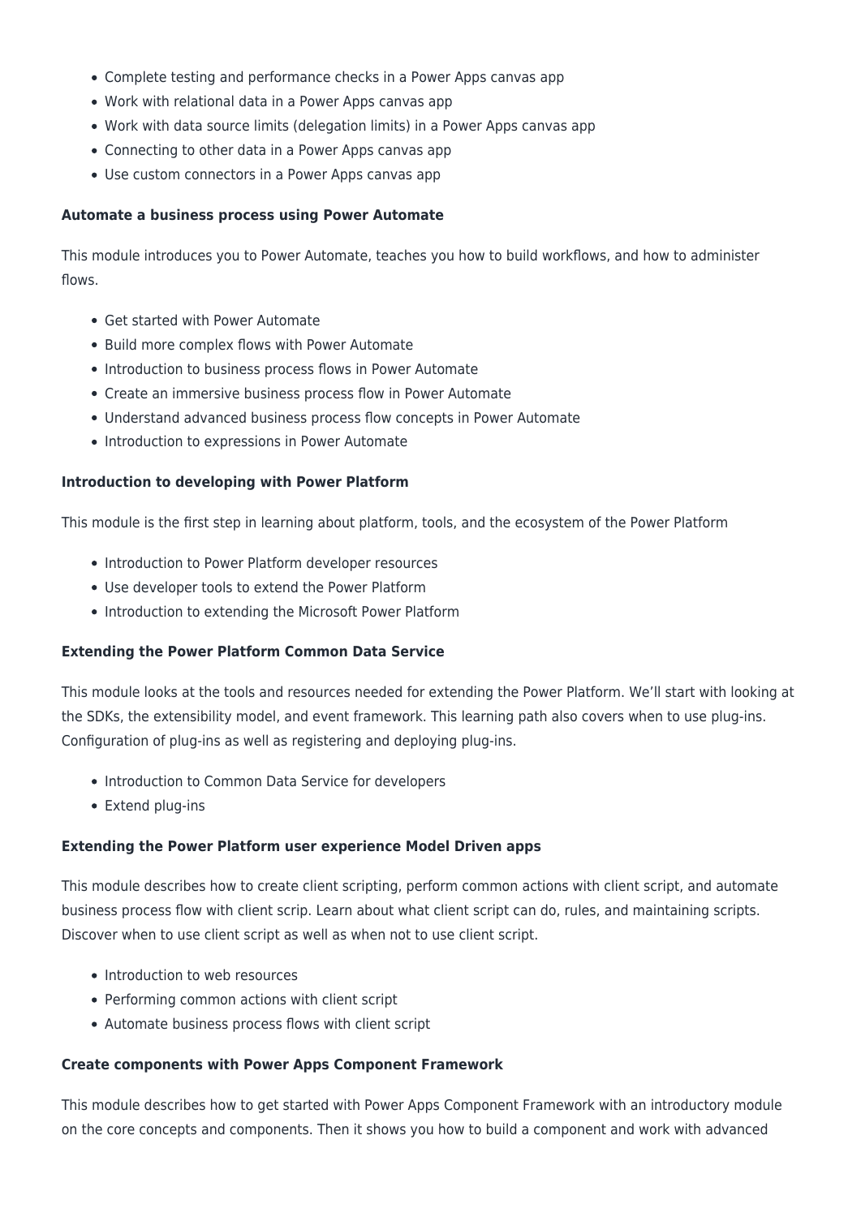- Complete testing and performance checks in a Power Apps canvas app
- Work with relational data in a Power Apps canvas app
- Work with data source limits (delegation limits) in a Power Apps canvas app
- Connecting to other data in a Power Apps canvas app
- Use custom connectors in a Power Apps canvas app

**Automate a business process using Power Automate**

This module introduces you to Power Automate, teaches you how to build workflows, and how to administer flows.

- Get started with Power Automate
- Build more complex flows with Power Automate
- Introduction to business process flows in Power Automate
- Create an immersive business process flow in Power Automate
- Understand advanced business process flow concepts in Power Automate
- Introduction to expressions in Power Automate

**Introduction to developing with Power Platform**

This module is the first step in learning about platform, tools, and the ecosystem of the Power Platform

- Introduction to Power Platform developer resources
- Use developer tools to extend the Power Platform
- Introduction to extending the Microsoft Power Platform

**Extending the Power Platform Common Data Service**

This module looks at the tools and resources needed for extending the Power Platform. We'll start with looking at the SDKs, the extensibility model, and event framework. This learning path also covers when to use plug-ins. Configuration of plug-ins as well as registering and deploying plug-ins.

- Introduction to Common Data Service for developers
- Extend plug-ins

**Extending the Power Platform user experience Model Driven apps**

This module describes how to create client scripting, perform common actions with client script, and automate business process flow with client scrip. Learn about what client script can do, rules, and maintaining scripts. Discover when to use client script as well as when not to use client script.

- Introduction to web resources
- Performing common actions with client script
- Automate business process flows with client script

**Create components with Power Apps Component Framework**

This module describes how to get started with Power Apps Component Framework with an introductory module on the core concepts and components. Then it shows you how to build a component and work with advanced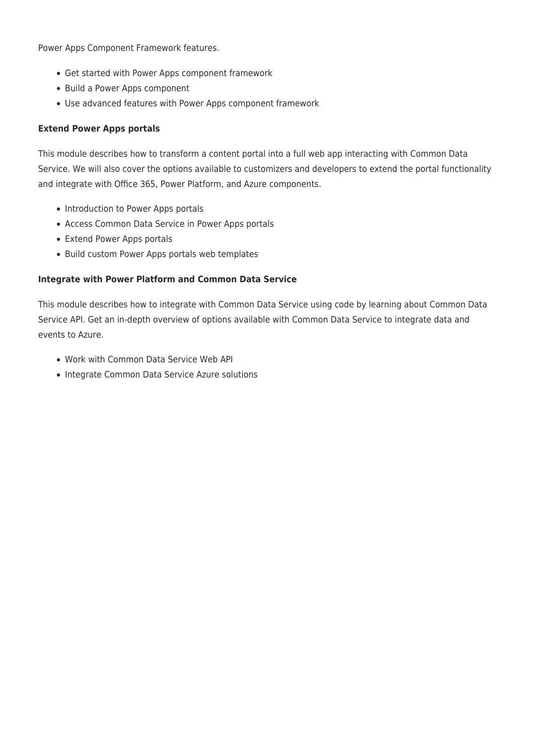Power Apps Component Framework features.

- Get started with Power Apps component framework
- Build a Power Apps component
- Use advanced features with Power Apps component framework

**Extend Power Apps portals**

This module describes how to transform a content portal into a full web app interacting with Common Data Service. We will also cover the options available to customizers and developers to extend the portal functionality and integrate with Office 365, Power Platform, and Azure components.

- Introduction to Power Apps portals
- Access Common Data Service in Power Apps portals
- Extend Power Apps portals
- Build custom Power Apps portals web templates

**Integrate with Power Platform and Common Data Service**

This module describes how to integrate with Common Data Service using code by learning about Common Data Service API. Get an in-depth overview of options available with Common Data Service to integrate data and events to Azure.

- Work with Common Data Service Web API
- Integrate Common Data Service Azure solutions